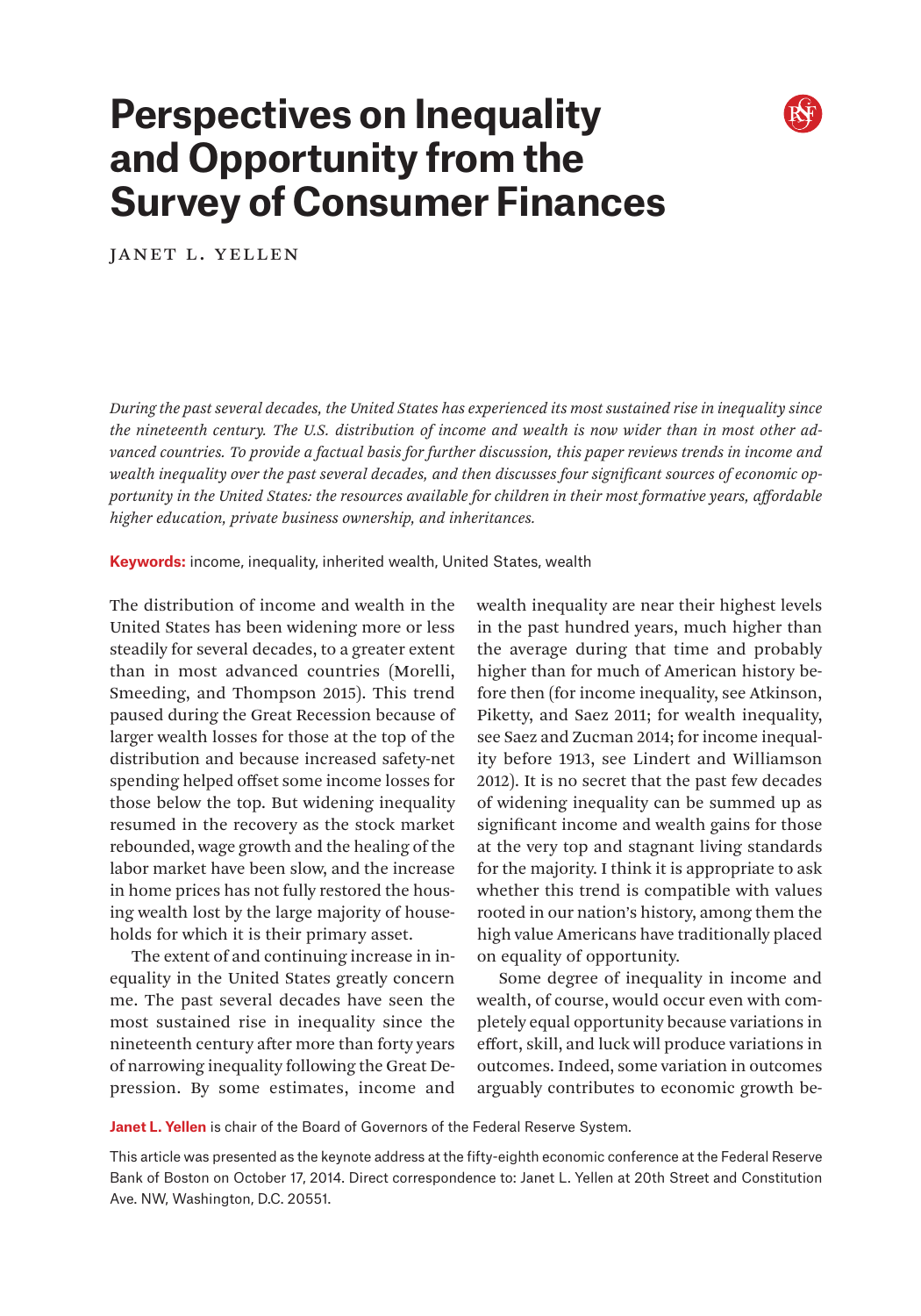# Perspectives on Inequality and Opportunity from the Survey of Consumer Finances

JANET L. YELLEN

*During the past several decades, the United States has experienced its most sustained rise in inequality since the nineteenth century. The U.S. distribution of income and wealth is now wider than in most other advanced countries. To provide a factual basis for further discussion, this paper reviews trends in income and wealth inequality over the past several decades, and then discusses four significant sources of economic opportunity in the United States: the resources available for children in their most formative years, affordable higher education, private business ownership, and inheritances.*

**Keywords:** income, inequality, inherited wealth, United States, wealth

The distribution of income and wealth in the United States has been widening more or less steadily for several decades, to a greater extent than in most advanced countries (Morelli, Smeeding, and Thompson 2015). This trend paused during the Great Recession because of larger wealth losses for those at the top of the distribution and because increased safety-net spending helped offset some income losses for those below the top. But widening inequality resumed in the recovery as the stock market rebounded, wage growth and the healing of the labor market have been slow, and the increase in home prices has not fully restored the housing wealth lost by the large majority of households for which it is their primary asset.

The extent of and continuing increase in inequality in the United States greatly concern me. The past several decades have seen the most sustained rise in inequality since the nineteenth century after more than forty years of narrowing inequality following the Great Depression. By some estimates, income and wealth inequality are near their highest levels in the past hundred years, much higher than the average during that time and probably higher than for much of American history before then (for income inequality, see Atkinson, Piketty, and Saez 2011; for wealth inequality, see Saez and Zucman 2014; for income inequality before 1913, see Lindert and Williamson 2012). It is no secret that the past few decades of widening inequality can be summed up as significant income and wealth gains for those at the very top and stagnant living standards for the majority. I think it is appropriate to ask whether this trend is compatible with values rooted in our nation's history, among them the high value Americans have traditionally placed on equality of opportunity.

Some degree of inequality in income and wealth, of course, would occur even with completely equal opportunity because variations in effort, skill, and luck will produce variations in outcomes. Indeed, some variation in outcomes arguably contributes to economic growth be-

**Janet L. Yellen** is chair of the Board of Governors of the Federal Reserve System.

This article was presented as the keynote address at the fifty-eighth economic conference at the Federal Reserve Bank of Boston on October 17, 2014. Direct correspondence to: Janet L. Yellen at 20th Street and Constitution Ave. NW, Washington, D.C. 20551.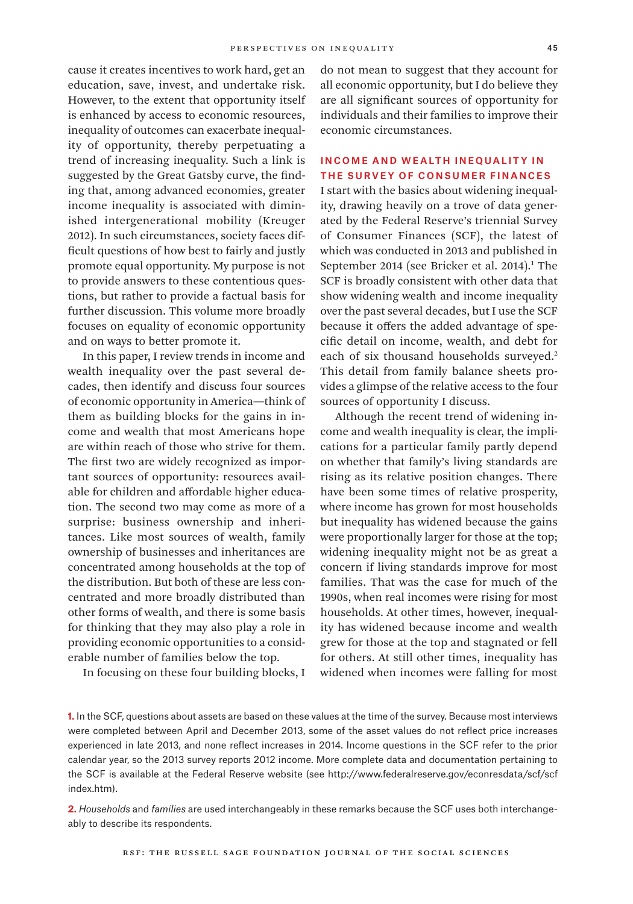cause it creates incentives to work hard, get an education, save, invest, and undertake risk. However, to the extent that opportunity itself is enhanced by access to economic resources, inequality of outcomes can exacerbate inequality of opportunity, thereby perpetuating a trend of increasing inequality. Such a link is suggested by the Great Gatsby curve, the finding that, among advanced economies, greater income inequality is associated with diminished intergenerational mobility (Kreuger 2012). In such circumstances, society faces difficult questions of how best to fairly and justly promote equal opportunity. My purpose is not to provide answers to these contentious questions, but rather to provide a factual basis for further discussion. This volume more broadly focuses on equality of economic opportunity and on ways to better promote it.

In this paper, I review trends in income and wealth inequality over the past several decades, then identify and discuss four sources of economic opportunity in America—think of them as building blocks for the gains in income and wealth that most Americans hope are within reach of those who strive for them. The first two are widely recognized as important sources of opportunity: resources available for children and affordable higher education. The second two may come as more of a surprise: business ownership and inheritances. Like most sources of wealth, family ownership of businesses and inheritances are concentrated among households at the top of the distribution. But both of these are less concentrated and more broadly distributed than other forms of wealth, and there is some basis for thinking that they may also play a role in providing economic opportunities to a considerable number of families below the top.

In focusing on these four building blocks, I do not mean to suggest that they account for all economic opportunity, but I do believe they are all significant sources of opportunity for individuals and their families to improve their economic circumstances.

## INCOME AND WEALTH INEQUALITY IN THE SURVEY OF CONSUMER FINANCES

I start with the basics about widening inequality, drawing heavily on a trove of data generated by the Federal Reserve's triennial Survey of Consumer Finances (SCF), the latest of which was conducted in 2013 and published in September 2014 (see Bricker et al. 2014).[1] The SCF is broadly consistent with other data that show widening wealth and income inequality over the past several decades, but I use the SCF because it offers the added advantage of specific detail on income, wealth, and debt for each of six thousand households surveyed.[2] This detail from family balance sheets provides a glimpse of the relative access to the four sources of opportunity I discuss.

Although the recent trend of widening income and wealth inequality is clear, the implications for a particular family partly depend on whether that family's living standards are rising as its relative position changes. There have been some times of relative prosperity, where income has grown for most households but inequality has widened because the gains were proportionally larger for those at the top; widening inequality might not be as great a concern if living standards improve for most families. That was the case for much of the 1990s, when real incomes were rising for most households. At other times, however, inequality has widened because income and wealth grew for those at the top and stagnated or fell for others. At still other times, inequality has widened when incomes were falling for most

1. In the SCF, questions about assets are based on these values at the time of the survey. Because most interviews were completed between April and December 2013, some of the asset values do not reflect price increases experienced in late 2013, and none reflect increases in 2014. Income questions in the SCF refer to the prior calendar year, so the 2013 survey reports 2012 income. More complete data and documentation pertaining to the SCF is available at the Federal Reserve website (see http://www.federalreserve.gov/econresdata/scf/scfindex.htm).

2. *Households* and *families* are used interchangeably in these remarks because the SCF uses both interchangeably to describe its respondents.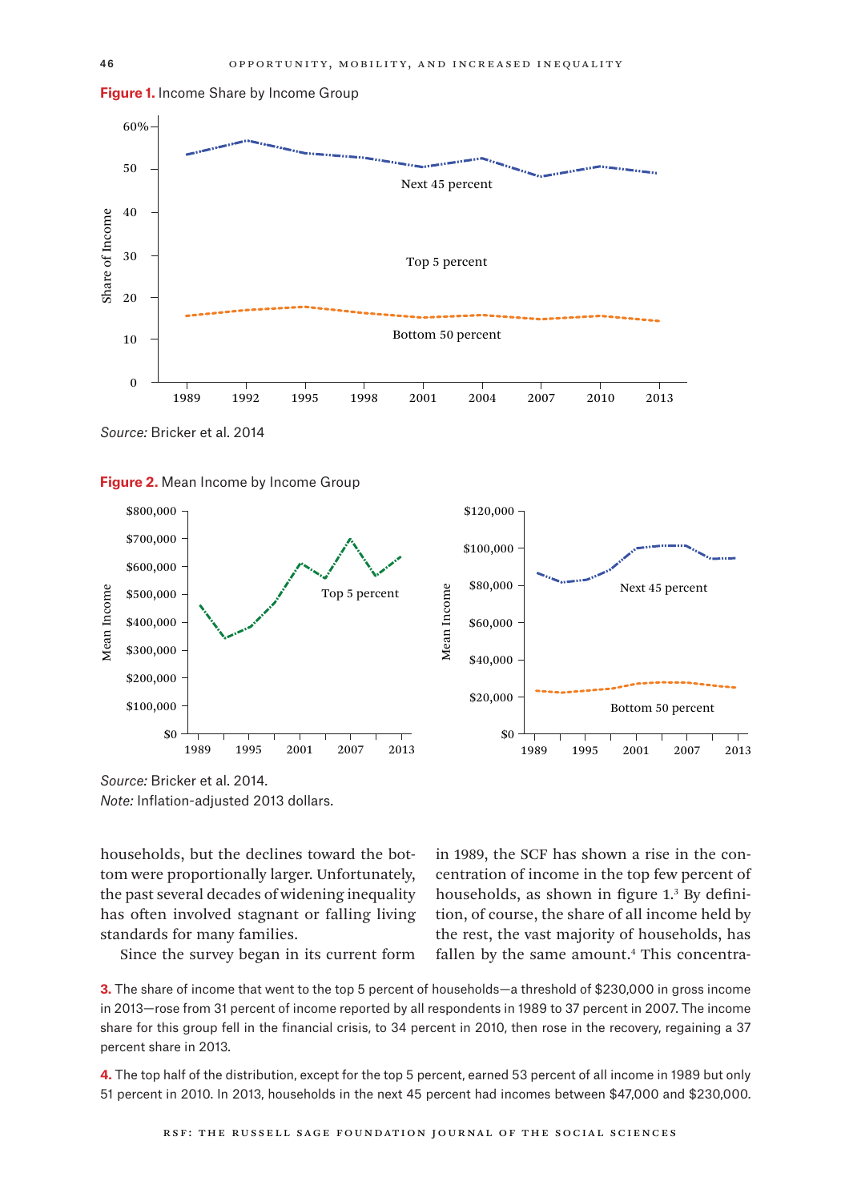**Figure 1.** Income Share by Income Group

*Source:* Bricker et al. 2014

**Figure 2.** Mean Income by Income Group

*Source:* Bricker et al. 2014.
*Note:* Inflation-adjusted 2013 dollars.

households, but the declines toward the bottom were proportionally larger. Unfortunately, the past several decades of widening inequality has often involved stagnant or falling living standards for many families.

Since the survey began in its current form in 1989, the SCF has shown a rise in the concentration of income in the top few percent of households, as shown in figure 1.[3] By definition, of course, the share of all income held by the rest, the vast majority of households, has fallen by the same amount.[4] This concentra-

3. The share of income that went to the top 5 percent of households—a threshold of $230,000 in gross income in 2013—rose from 31 percent of income reported by all respondents in 1989 to 37 percent in 2007. The income share for this group fell in the financial crisis, to 34 percent in 2010, then rose in the recovery, regaining a 37 percent share in 2013.

4. The top half of the distribution, except for the top 5 percent, earned 53 percent of all income in 1989 but only 51 percent in 2010. In 2013, households in the next 45 percent had incomes between $47,000 and $230,000.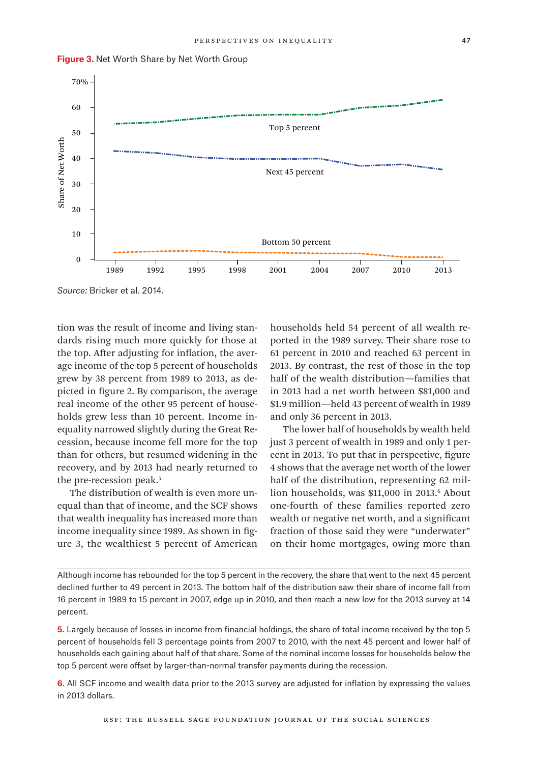**Figure 3.** Net Worth Share by Net Worth Group

*Source:* Bricker et al. 2014.

tion was the result of income and living standards rising much more quickly for those at the top. After adjusting for inflation, the average income of the top 5 percent of households grew by 38 percent from 1989 to 2013, as depicted in figure 2. By comparison, the average real income of the other 95 percent of households grew less than 10 percent. Income inequality narrowed slightly during the Great Recession, because income fell more for the top than for others, but resumed widening in the recovery, and by 2013 had nearly returned to the pre-recession peak.[5]

The distribution of wealth is even more unequal than that of income, and the SCF shows that wealth inequality has increased more than income inequality since 1989. As shown in figure 3, the wealthiest 5 percent of American households held 54 percent of all wealth reported in the 1989 survey. Their share rose to 61 percent in 2010 and reached 63 percent in 2013. By contrast, the rest of those in the top half of the wealth distribution—families that in 2013 had a net worth between $81,000 and $1.9 million—held 43 percent of wealth in 1989 and only 36 percent in 2013.

The lower half of households by wealth held just 3 percent of wealth in 1989 and only 1 percent in 2013. To put that in perspective, figure 4 shows that the average net worth of the lower half of the distribution, representing 62 million households, was $11,000 in 2013.[6] About one-fourth of these families reported zero wealth or negative net worth, and a significant fraction of those said they were "underwater" on their home mortgages, owing more than

---

Although income has rebounded for the top 5 percent in the recovery, the share that went to the next 45 percent declined further to 49 percent in 2013. The bottom half of the distribution saw their share of income fall from 16 percent in 1989 to 15 percent in 2007, edge up in 2010, and then reach a new low for the 2013 survey at 14 percent.

**5.** Largely because of losses in income from financial holdings, the share of total income received by the top 5 percent of households fell 3 percentage points from 2007 to 2010, with the next 45 percent and lower half of households each gaining about half of that share. Some of the nominal income losses for households below the top 5 percent were offset by larger-than-normal transfer payments during the recession.

**6.** All SCF income and wealth data prior to the 2013 survey are adjusted for inflation by expressing the values in 2013 dollars.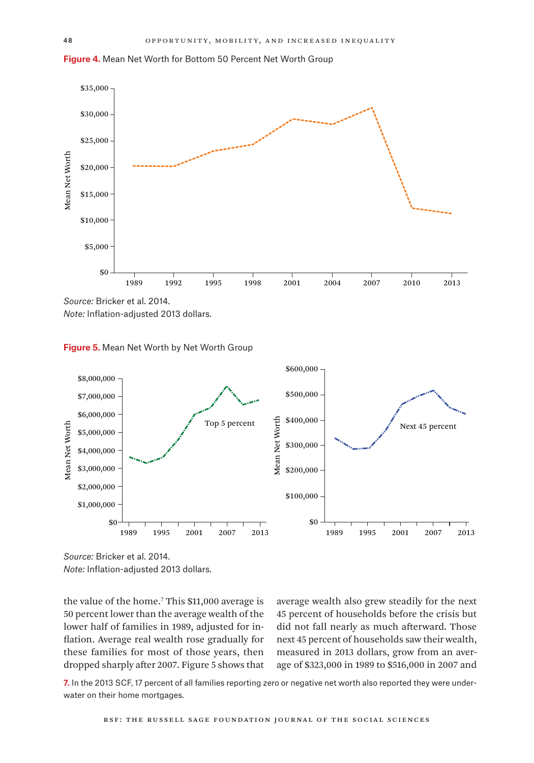**Figure 4.** Mean Net Worth for Bottom 50 Percent Net Worth Group

*Source:* Bricker et al. 2014.
*Note:* Inflation-adjusted 2013 dollars.

**Figure 5.** Mean Net Worth by Net Worth Group

*Source:* Bricker et al. 2014.
*Note:* Inflation-adjusted 2013 dollars.

the value of the home.[7] This $11,000 average is 50 percent lower than the average wealth of the lower half of families in 1989, adjusted for inflation. Average real wealth rose gradually for these families for most of those years, then dropped sharply after 2007. Figure 5 shows that average wealth also grew steadily for the next 45 percent of households before the crisis but did not fall nearly as much afterward. Those next 45 percent of households saw their wealth, measured in 2013 dollars, grow from an average of $323,000 in 1989 to $516,000 in 2007 and

**7.** In the 2013 SCF, 17 percent of all families reporting zero or negative net worth also reported they were underwater on their home mortgages.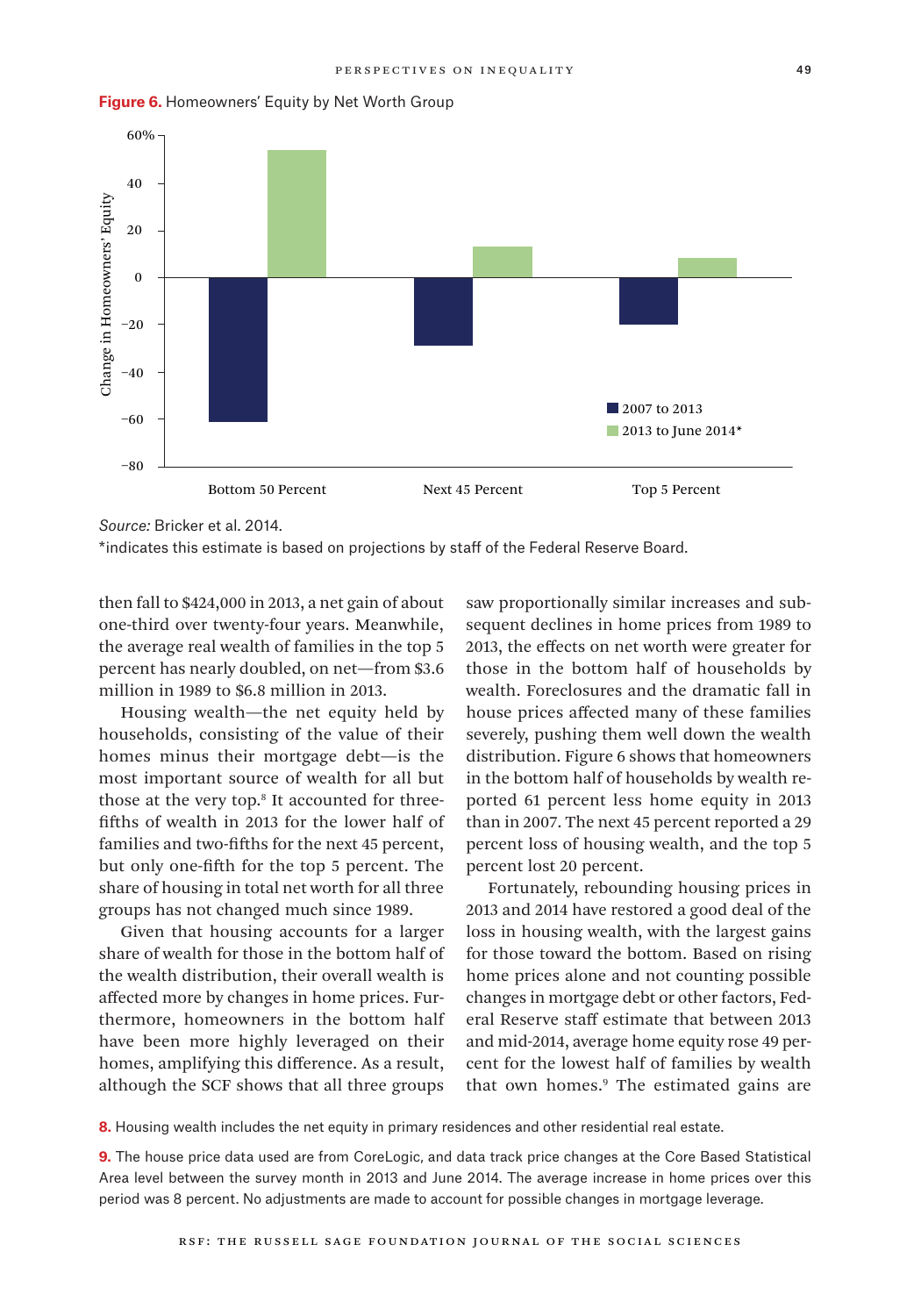**Figure 6.** Homeowners' Equity by Net Worth Group

*Source:* Bricker et al. 2014.
*indicates this estimate is based on projections by staff of the Federal Reserve Board.

then fall to $424,000 in 2013, a net gain of about one-third over twenty-four years. Meanwhile, the average real wealth of families in the top 5 percent has nearly doubled, on net—from $3.6 million in 1989 to $6.8 million in 2013.

Housing wealth—the net equity held by households, consisting of the value of their homes minus their mortgage debt—is the most important source of wealth for all but those at the very top.[8] It accounted for three-fifths of wealth in 2013 for the lower half of families and two-fifths for the next 45 percent, but only one-fifth for the top 5 percent. The share of housing in total net worth for all three groups has not changed much since 1989.

Given that housing accounts for a larger share of wealth for those in the bottom half of the wealth distribution, their overall wealth is affected more by changes in home prices. Furthermore, homeowners in the bottom half have been more highly leveraged on their homes, amplifying this difference. As a result, although the SCF shows that all three groups saw proportionally similar increases and subsequent declines in home prices from 1989 to 2013, the effects on net worth were greater for those in the bottom half of households by wealth. Foreclosures and the dramatic fall in house prices affected many of these families severely, pushing them well down the wealth distribution. Figure 6 shows that homeowners in the bottom half of households by wealth reported 61 percent less home equity in 2013 than in 2007. The next 45 percent reported a 29 percent loss of housing wealth, and the top 5 percent lost 20 percent.

Fortunately, rebounding housing prices in 2013 and 2014 have restored a good deal of the loss in housing wealth, with the largest gains for those toward the bottom. Based on rising home prices alone and not counting possible changes in mortgage debt or other factors, Federal Reserve staff estimate that between 2013 and mid-2014, average home equity rose 49 percent for the lowest half of families by wealth that own homes.[9] The estimated gains are

**8.** Housing wealth includes the net equity in primary residences and other residential real estate.

**9.** The house price data used are from CoreLogic, and data track price changes at the Core Based Statistical Area level between the survey month in 2013 and June 2014. The average increase in home prices over this period was 8 percent. No adjustments are made to account for possible changes in mortgage leverage.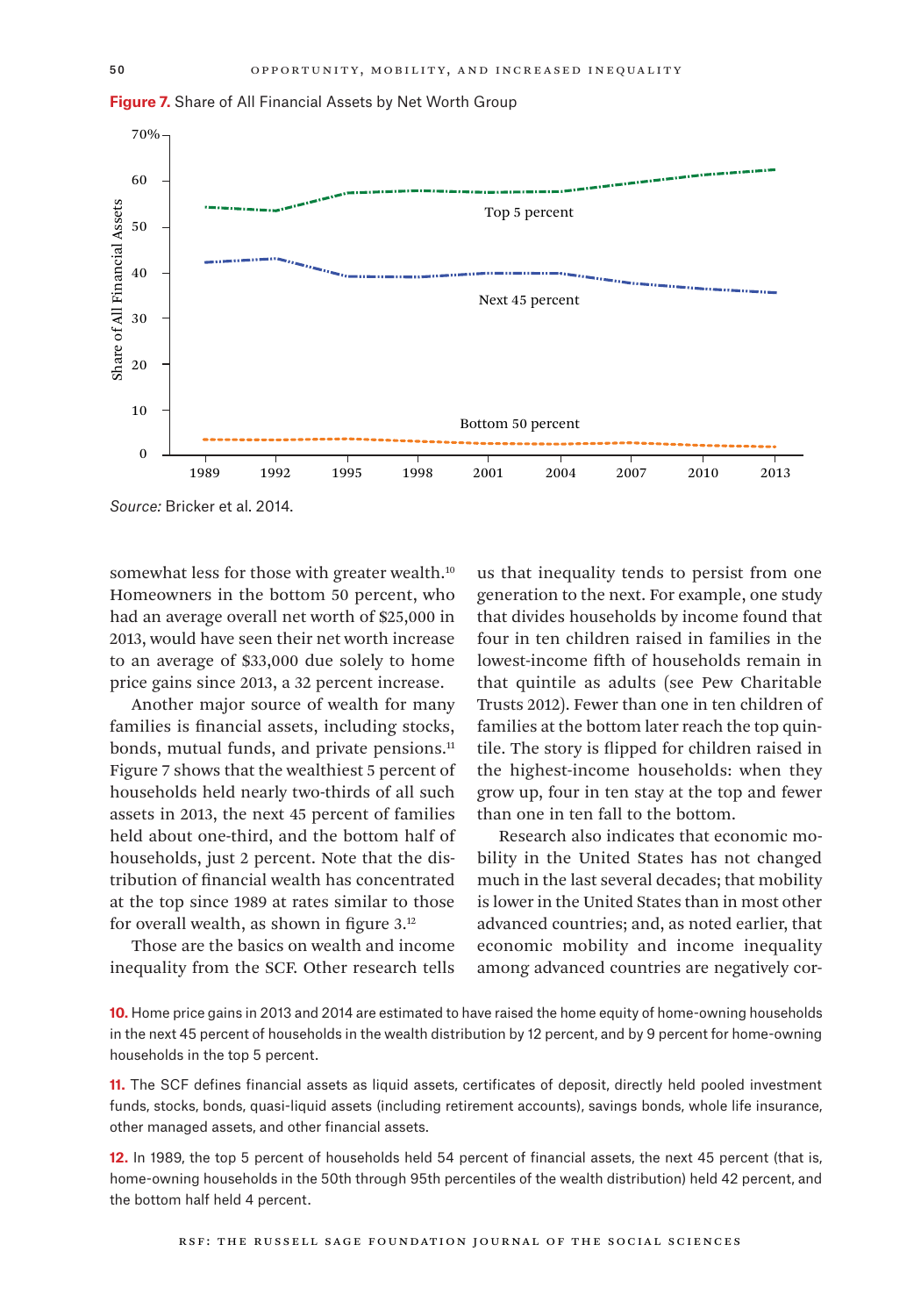**Figure 7.** Share of All Financial Assets by Net Worth Group

*Source:* Bricker et al. 2014.

somewhat less for those with greater wealth.[10] Homeowners in the bottom 50 percent, who had an average overall net worth of $25,000 in 2013, would have seen their net worth increase to an average of $33,000 due solely to home price gains since 2013, a 32 percent increase.

Another major source of wealth for many families is financial assets, including stocks, bonds, mutual funds, and private pensions.[11] Figure 7 shows that the wealthiest 5 percent of households held nearly two-thirds of all such assets in 2013, the next 45 percent of families held about one-third, and the bottom half of households, just 2 percent. Note that the distribution of financial wealth has concentrated at the top since 1989 at rates similar to those for overall wealth, as shown in figure 3.[12]

Those are the basics on wealth and income inequality from the SCF. Other research tells us that inequality tends to persist from one generation to the next. For example, one study that divides households by income found that four in ten children raised in families in the lowest-income fifth of households remain in that quintile as adults (see Pew Charitable Trusts 2012). Fewer than one in ten children of families at the bottom later reach the top quintile. The story is flipped for children raised in the highest-income households: when they grow up, four in ten stay at the top and fewer than one in ten fall to the bottom.

Research also indicates that economic mobility in the United States has not changed much in the last several decades; that mobility is lower in the United States than in most other advanced countries; and, as noted earlier, that economic mobility and income inequality among advanced countries are negatively cor-

**10.** Home price gains in 2013 and 2014 are estimated to have raised the home equity of home-owning households in the next 45 percent of households in the wealth distribution by 12 percent, and by 9 percent for home-owning households in the top 5 percent.

**11.** The SCF defines financial assets as liquid assets, certificates of deposit, directly held pooled investment funds, stocks, bonds, quasi-liquid assets (including retirement accounts), savings bonds, whole life insurance, other managed assets, and other financial assets.

**12.** In 1989, the top 5 percent of households held 54 percent of financial assets, the next 45 percent (that is, home-owning households in the 50th through 95th percentiles of the wealth distribution) held 42 percent, and the bottom half held 4 percent.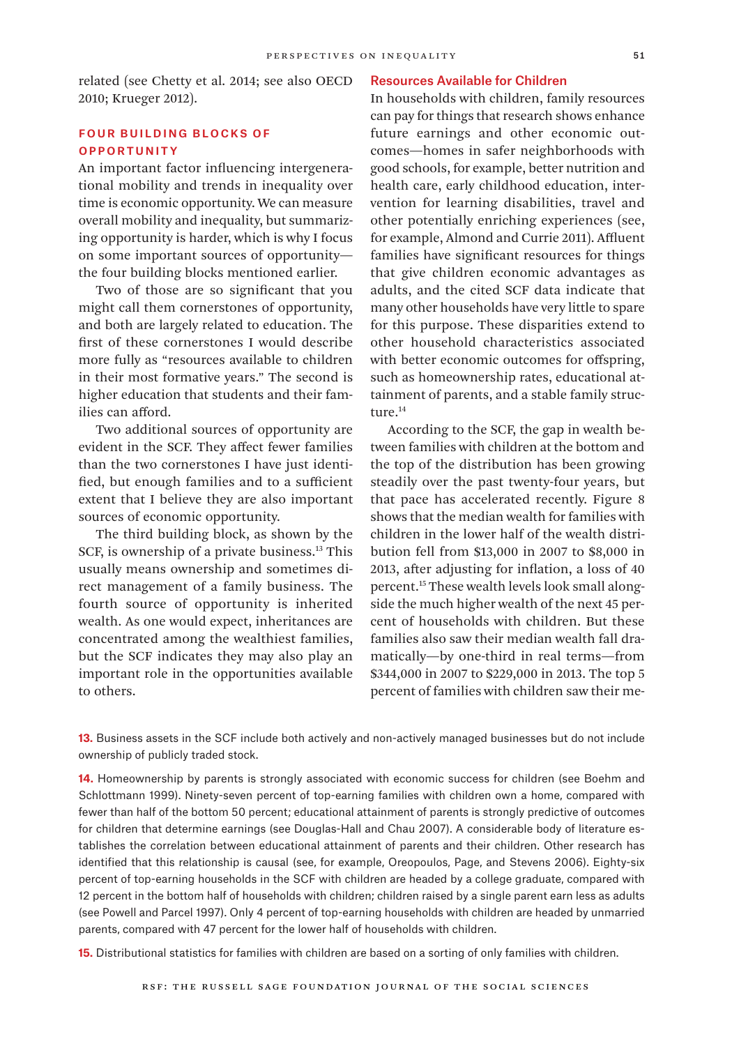related (see Chetty et al. 2014; see also OECD 2010; Krueger 2012).

## FOUR BUILDING BLOCKS OF OPPORTUNITY

An important factor influencing intergenerational mobility and trends in inequality over time is economic opportunity. We can measure overall mobility and inequality, but summarizing opportunity is harder, which is why I focus on some important sources of opportunity—the four building blocks mentioned earlier.

Two of those are so significant that you might call them cornerstones of opportunity, and both are largely related to education. The first of these cornerstones I would describe more fully as "resources available to children in their most formative years." The second is higher education that students and their families can afford.

Two additional sources of opportunity are evident in the SCF. They affect fewer families than the two cornerstones I have just identified, but enough families and to a sufficient extent that I believe they are also important sources of economic opportunity.

The third building block, as shown by the SCF, is ownership of a private business.[13] This usually means ownership and sometimes direct management of a family business. The fourth source of opportunity is inherited wealth. As one would expect, inheritances are concentrated among the wealthiest families, but the SCF indicates they may also play an important role in the opportunities available to others.

### Resources Available for Children

In households with children, family resources can pay for things that research shows enhance future earnings and other economic outcomes—homes in safer neighborhoods with good schools, for example, better nutrition and health care, early childhood education, intervention for learning disabilities, travel and other potentially enriching experiences (see, for example, Almond and Currie 2011). Affluent families have significant resources for things that give children economic advantages as adults, and the cited SCF data indicate that many other households have very little to spare for this purpose. These disparities extend to other household characteristics associated with better economic outcomes for offspring, such as homeownership rates, educational attainment of parents, and a stable family structure.[14]

According to the SCF, the gap in wealth between families with children at the bottom and the top of the distribution has been growing steadily over the past twenty-four years, but that pace has accelerated recently. Figure 8 shows that the median wealth for families with children in the lower half of the wealth distribution fell from $13,000 in 2007 to $8,000 in 2013, after adjusting for inflation, a loss of 40 percent.[15] These wealth levels look small alongside the much higher wealth of the next 45 percent of households with children. But these families also saw their median wealth fall dramatically—by one-third in real terms—from $344,000 in 2007 to $229,000 in 2013. The top 5 percent of families with children saw their me-

---

**13.** Business assets in the SCF include both actively and non-actively managed businesses but do not include ownership of publicly traded stock.

**14.** Homeownership by parents is strongly associated with economic success for children (see Boehm and Schlottmann 1999). Ninety-seven percent of top-earning families with children own a home, compared with fewer than half of the bottom 50 percent; educational attainment of parents is strongly predictive of outcomes for children that determine earnings (see Douglas-Hall and Chau 2007). A considerable body of literature establishes the correlation between educational attainment of parents and their children. Other research has identified that this relationship is causal (see, for example, Oreopoulos, Page, and Stevens 2006). Eighty-six percent of top-earning households in the SCF with children are headed by a college graduate, compared with 12 percent in the bottom half of households with children; children raised by a single parent earn less as adults (see Powell and Parcel 1997). Only 4 percent of top-earning households with children are headed by unmarried parents, compared with 47 percent for the lower half of households with children.

**15.** Distributional statistics for families with children are based on a sorting of only families with children.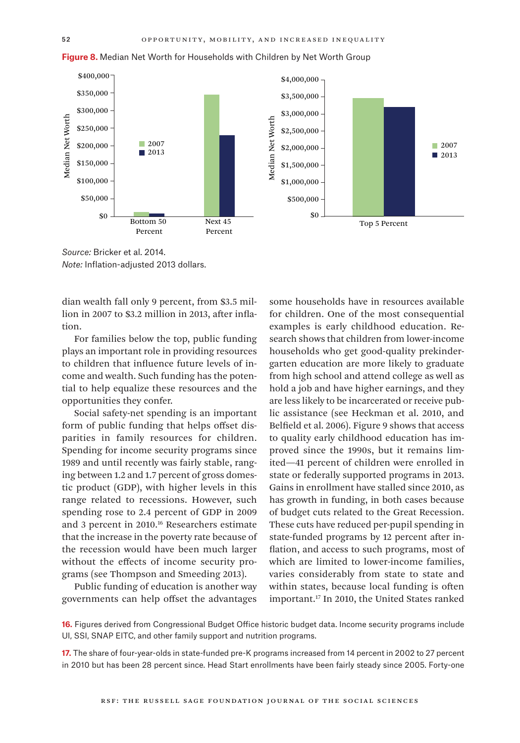**Figure 8.** Median Net Worth for Households with Children by Net Worth Group

*Source:* Bricker et al. 2014.
*Note:* Inflation-adjusted 2013 dollars.

dian wealth fall only 9 percent, from $3.5 million in 2007 to $3.2 million in 2013, after inflation.

For families below the top, public funding plays an important role in providing resources to children that influence future levels of income and wealth. Such funding has the potential to help equalize these resources and the opportunities they confer.

Social safety-net spending is an important form of public funding that helps offset disparities in family resources for children. Spending for income security programs since 1989 and until recently was fairly stable, ranging between 1.2 and 1.7 percent of gross domestic product (GDP), with higher levels in this range related to recessions. However, such spending rose to 2.4 percent of GDP in 2009 and 3 percent in 2010.[16] Researchers estimate that the increase in the poverty rate because of the recession would have been much larger without the effects of income security programs (see Thompson and Smeeding 2013).

Public funding of education is another way governments can help offset the advantages some households have in resources available for children. One of the most consequential examples is early childhood education. Research shows that children from lower-income households who get good-quality prekindergarten education are more likely to graduate from high school and attend college as well as hold a job and have higher earnings, and they are less likely to be incarcerated or receive public assistance (see Heckman et al. 2010, and Belfield et al. 2006). Figure 9 shows that access to quality early childhood education has improved since the 1990s, but it remains limited—41 percent of children were enrolled in state or federally supported programs in 2013. Gains in enrollment have stalled since 2010, as has growth in funding, in both cases because of budget cuts related to the Great Recession. These cuts have reduced per-pupil spending in state-funded programs by 12 percent after inflation, and access to such programs, most of which are limited to lower-income families, varies considerably from state to state and within states, because local funding is often important.[17] In 2010, the United States ranked

16. Figures derived from Congressional Budget Office historic budget data. Income security programs include UI, SSI, SNAP EITC, and other family support and nutrition programs.

17. The share of four-year-olds in state-funded pre-K programs increased from 14 percent in 2002 to 27 percent in 2010 but has been 28 percent since. Head Start enrollments have been fairly steady since 2005. Forty-one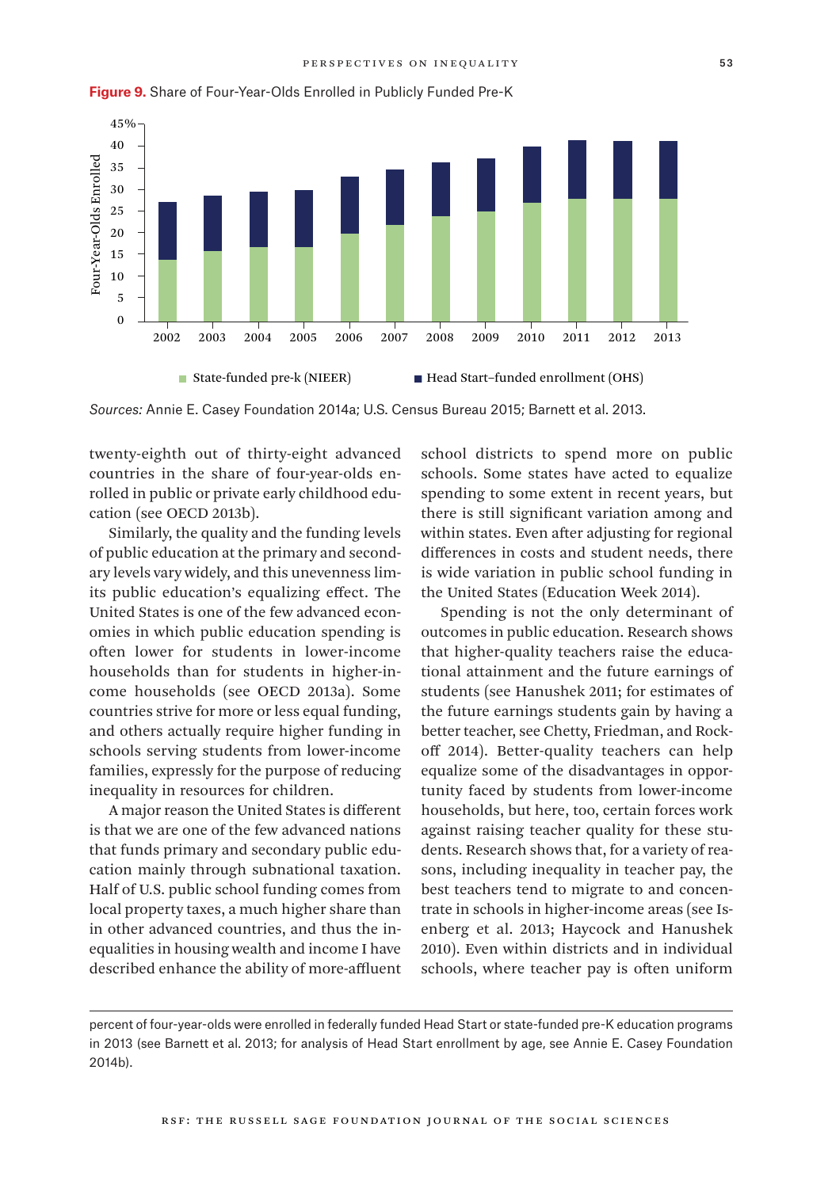**Figure 9.** Share of Four-Year-Olds Enrolled in Publicly Funded Pre-K

*Sources:* Annie E. Casey Foundation 2014a; U.S. Census Bureau 2015; Barnett et al. 2013.

twenty-eighth out of thirty-eight advanced countries in the share of four-year-olds enrolled in public or private early childhood education (see OECD 2013b).

Similarly, the quality and the funding levels of public education at the primary and secondary levels vary widely, and this unevenness limits public education's equalizing effect. The United States is one of the few advanced economies in which public education spending is often lower for students in lower-income households than for students in higher-income households (see OECD 2013a). Some countries strive for more or less equal funding, and others actually require higher funding in schools serving students from lower-income families, expressly for the purpose of reducing inequality in resources for children.

A major reason the United States is different is that we are one of the few advanced nations that funds primary and secondary public education mainly through subnational taxation. Half of U.S. public school funding comes from local property taxes, a much higher share than in other advanced countries, and thus the inequalities in housing wealth and income I have described enhance the ability of more-affluent school districts to spend more on public schools. Some states have acted to equalize spending to some extent in recent years, but there is still significant variation among and within states. Even after adjusting for regional differences in costs and student needs, there is wide variation in public school funding in the United States (Education Week 2014).

Spending is not the only determinant of outcomes in public education. Research shows that higher-quality teachers raise the educational attainment and the future earnings of students (see Hanushek 2011; for estimates of the future earnings students gain by having a better teacher, see Chetty, Friedman, and Rockoff 2014). Better-quality teachers can help equalize some of the disadvantages in opportunity faced by students from lower-income households, but here, too, certain forces work against raising teacher quality for these students. Research shows that, for a variety of reasons, including inequality in teacher pay, the best teachers tend to migrate to and concentrate in schools in higher-income areas (see Isenberg et al. 2013; Haycock and Hanushek 2010). Even within districts and in individual schools, where teacher pay is often uniform

---

percent of four-year-olds were enrolled in federally funded Head Start or state-funded pre-K education programs in 2013 (see Barnett et al. 2013; for analysis of Head Start enrollment by age, see Annie E. Casey Foundation 2014b).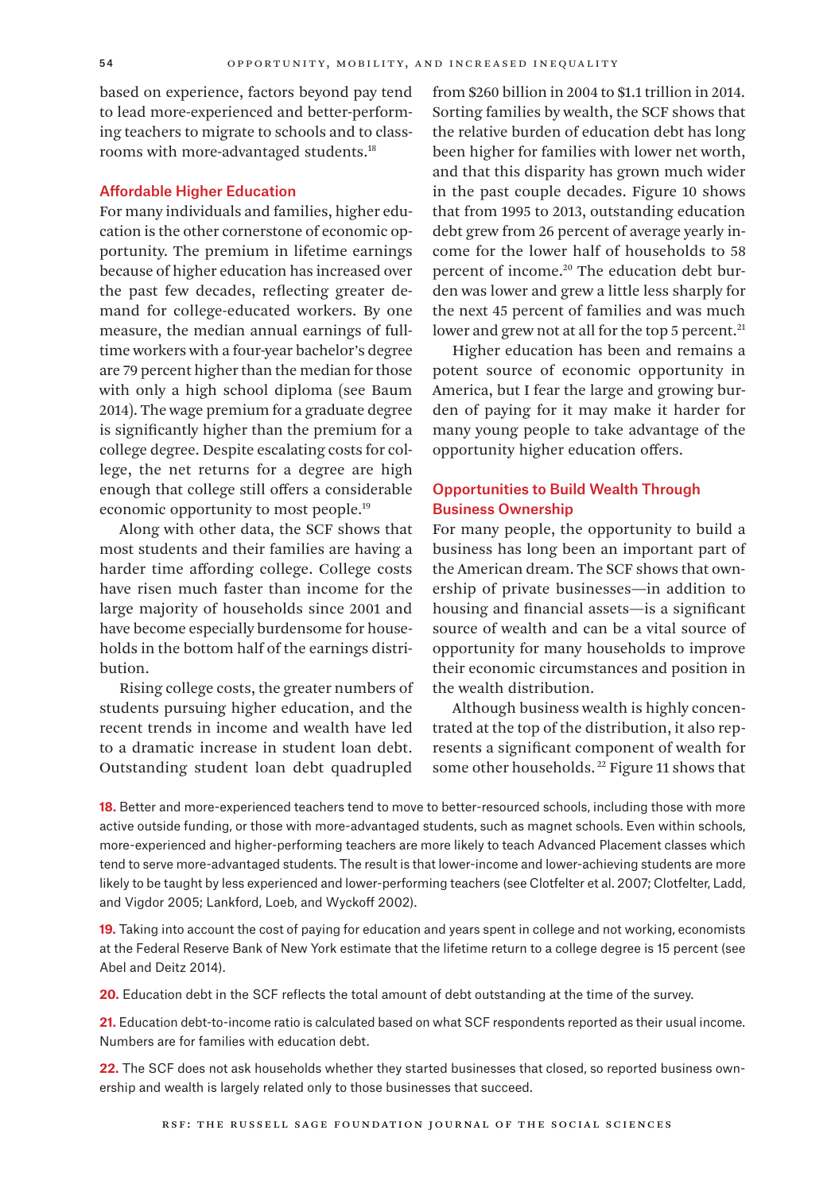based on experience, factors beyond pay tend to lead more-experienced and better-performing teachers to migrate to schools and to classrooms with more-advantaged students.[18]

### Affordable Higher Education

For many individuals and families, higher education is the other cornerstone of economic opportunity. The premium in lifetime earnings because of higher education has increased over the past few decades, reflecting greater demand for college-educated workers. By one measure, the median annual earnings of full-time workers with a four-year bachelor's degree are 79 percent higher than the median for those with only a high school diploma (see Baum 2014). The wage premium for a graduate degree is significantly higher than the premium for a college degree. Despite escalating costs for college, the net returns for a degree are high enough that college still offers a considerable economic opportunity to most people.[19]

Along with other data, the SCF shows that most students and their families are having a harder time affording college. College costs have risen much faster than income for the large majority of households since 2001 and have become especially burdensome for households in the bottom half of the earnings distribution.

Rising college costs, the greater numbers of students pursuing higher education, and the recent trends in income and wealth have led to a dramatic increase in student loan debt. Outstanding student loan debt quadrupled from $260 billion in 2004 to $1.1 trillion in 2014. Sorting families by wealth, the SCF shows that the relative burden of education debt has long been higher for families with lower net worth, and that this disparity has grown much wider in the past couple decades. Figure 10 shows that from 1995 to 2013, outstanding education debt grew from 26 percent of average yearly income for the lower half of households to 58 percent of income.[20] The education debt burden was lower and grew a little less sharply for the next 45 percent of families and was much lower and grew not at all for the top 5 percent.[21]

Higher education has been and remains a potent source of economic opportunity in America, but I fear the large and growing burden of paying for it may make it harder for many young people to take advantage of the opportunity higher education offers.

### Opportunities to Build Wealth Through Business Ownership

For many people, the opportunity to build a business has long been an important part of the American dream. The SCF shows that ownership of private businesses—in addition to housing and financial assets—is a significant source of wealth and can be a vital source of opportunity for many households to improve their economic circumstances and position in the wealth distribution.

Although business wealth is highly concentrated at the top of the distribution, it also represents a significant component of wealth for some other households.[22] Figure 11 shows that

**18.** Better and more-experienced teachers tend to move to better-resourced schools, including those with more active outside funding, or those with more-advantaged students, such as magnet schools. Even within schools, more-experienced and higher-performing teachers are more likely to teach Advanced Placement classes which tend to serve more-advantaged students. The result is that lower-income and lower-achieving students are more likely to be taught by less experienced and lower-performing teachers (see Clotfelter et al. 2007; Clotfelter, Ladd, and Vigdor 2005; Lankford, Loeb, and Wyckoff 2002).

**19.** Taking into account the cost of paying for education and years spent in college and not working, economists at the Federal Reserve Bank of New York estimate that the lifetime return to a college degree is 15 percent (see Abel and Deitz 2014).

**20.** Education debt in the SCF reflects the total amount of debt outstanding at the time of the survey.

**21.** Education debt-to-income ratio is calculated based on what SCF respondents reported as their usual income. Numbers are for families with education debt.

**22.** The SCF does not ask households whether they started businesses that closed, so reported business ownership and wealth is largely related only to those businesses that succeed.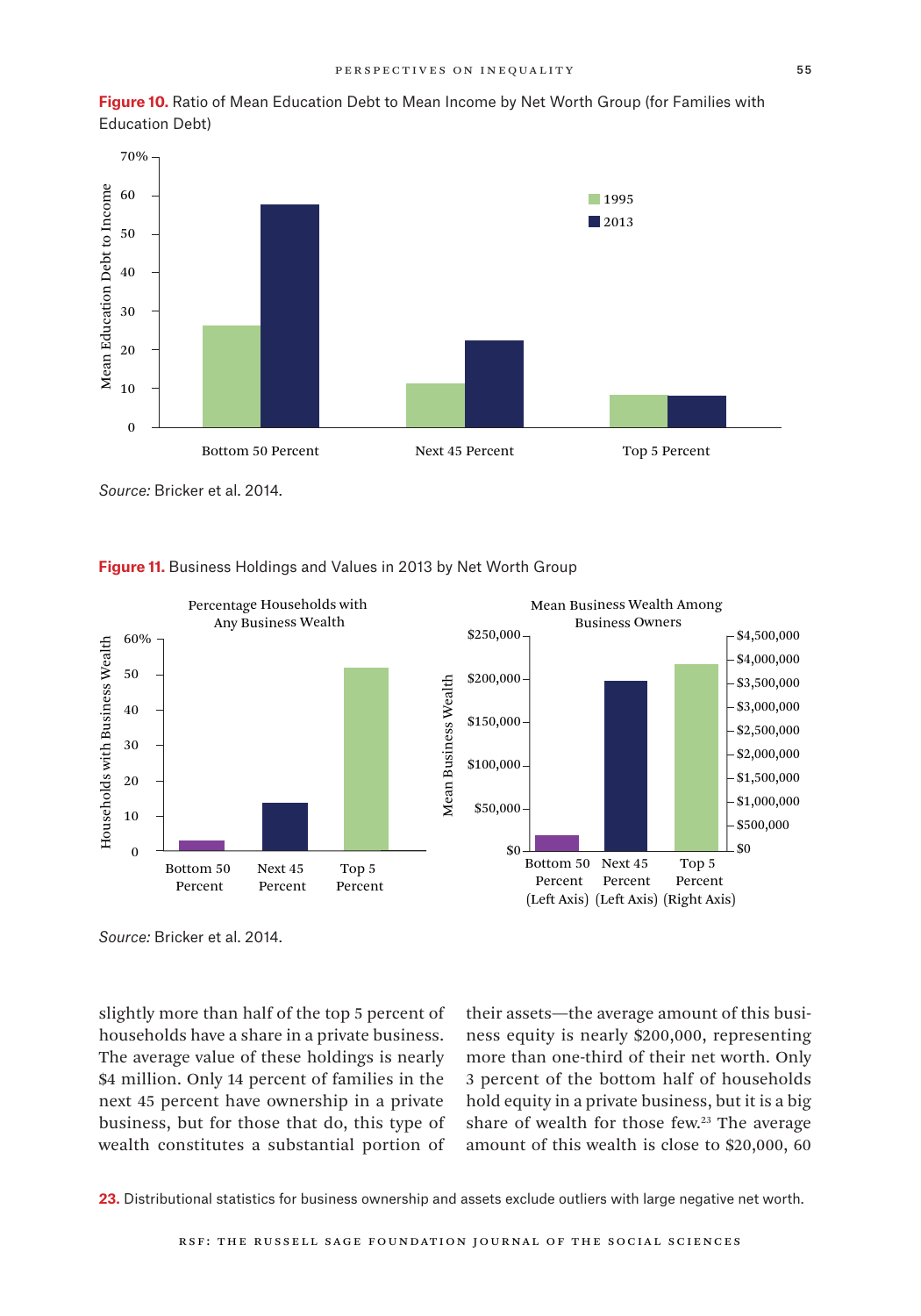**Figure 10.** Ratio of Mean Education Debt to Mean Income by Net Worth Group (for Families with Education Debt)

Source: Bricker et al. 2014.

**Figure 11.** Business Holdings and Values in 2013 by Net Worth Group

Source: Bricker et al. 2014.

slightly more than half of the top 5 percent of households have a share in a private business. The average value of these holdings is nearly $4 million. Only 14 percent of families in the next 45 percent have ownership in a private business, but for those that do, this type of wealth constitutes a substantial portion of their assets—the average amount of this business equity is nearly $200,000, representing more than one-third of their net worth. Only 3 percent of the bottom half of households hold equity in a private business, but it is a big share of wealth for those few.[23] The average amount of this wealth is close to $20,000, 60

**23.** Distributional statistics for business ownership and assets exclude outliers with large negative net worth.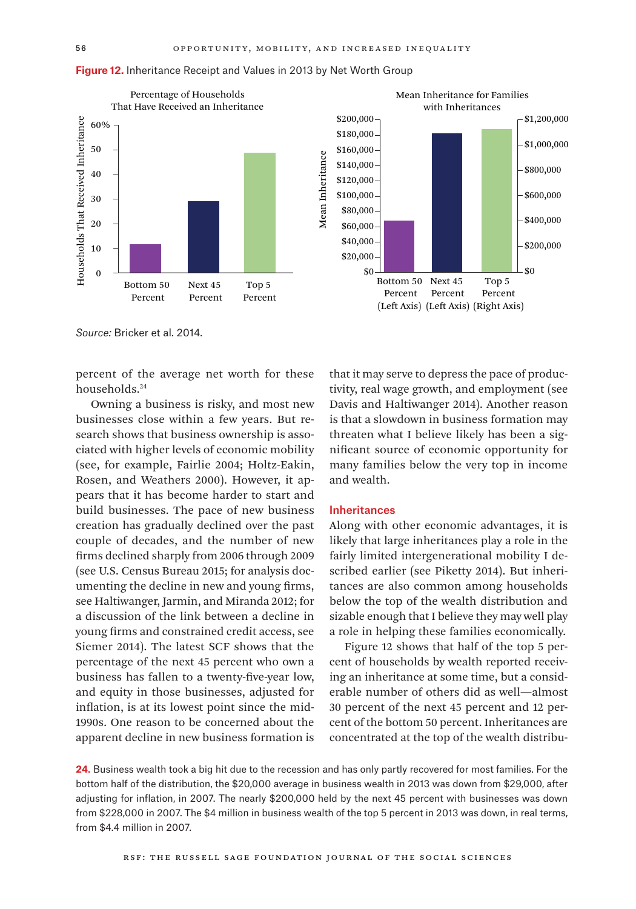**Figure 12.** Inheritance Receipt and Values in 2013 by Net Worth Group

Percentage of Households That Have Received an Inheritance

Mean Inheritance for Families with Inheritances

*Source:* Bricker et al. 2014.

percent of the average net worth for these households.[24]

Owning a business is risky, and most new businesses close within a few years. But research shows that business ownership is associated with higher levels of economic mobility (see, for example, Fairlie 2004; Holtz-Eakin, Rosen, and Weathers 2000). However, it appears that it has become harder to start and build businesses. The pace of new business creation has gradually declined over the past couple of decades, and the number of new firms declined sharply from 2006 through 2009 (see U.S. Census Bureau 2015; for analysis documenting the decline in new and young firms, see Haltiwanger, Jarmin, and Miranda 2012; for a discussion of the link between a decline in young firms and constrained credit access, see Siemer 2014). The latest SCF shows that the percentage of the next 45 percent who own a business has fallen to a twenty-five-year low, and equity in those businesses, adjusted for inflation, is at its lowest point since the mid-1990s. One reason to be concerned about the apparent decline in new business formation is that it may serve to depress the pace of productivity, real wage growth, and employment (see Davis and Haltiwanger 2014). Another reason is that a slowdown in business formation may threaten what I believe likely has been a significant source of economic opportunity for many families below the very top in income and wealth.

## Inheritances

Along with other economic advantages, it is likely that large inheritances play a role in the fairly limited intergenerational mobility I described earlier (see Piketty 2014). But inheritances are also common among households below the top of the wealth distribution and sizable enough that I believe they may well play a role in helping these families economically.

Figure 12 shows that half of the top 5 percent of households by wealth reported receiving an inheritance at some time, but a considerable number of others did as well—almost 30 percent of the next 45 percent and 12 percent of the bottom 50 percent. Inheritances are concentrated at the top of the wealth distribu-

24. Business wealth took a big hit due to the recession and has only partly recovered for most families. For the bottom half of the distribution, the $20,000 average in business wealth in 2013 was down from $29,000, after adjusting for inflation, in 2007. The nearly $200,000 held by the next 45 percent with businesses was down from $228,000 in 2007. The $4 million in business wealth of the top 5 percent in 2013 was down, in real terms, from $4.4 million in 2007.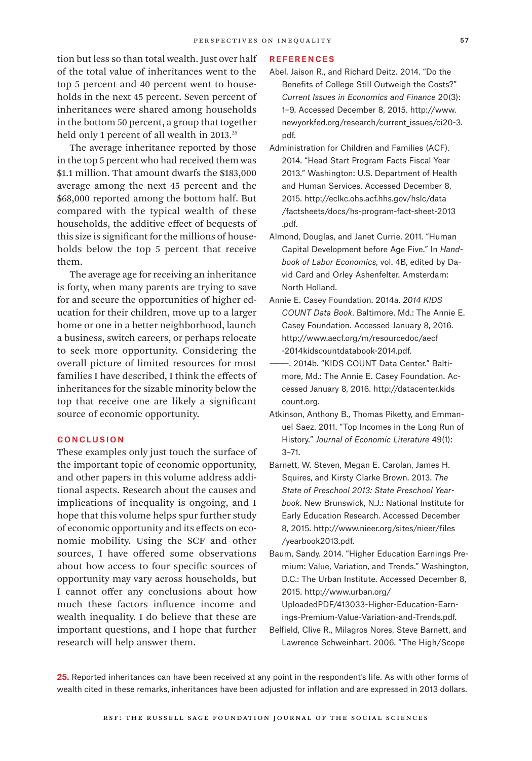tion but less so than total wealth. Just over half of the total value of inheritances went to the top 5 percent and 40 percent went to households in the next 45 percent. Seven percent of inheritances were shared among households in the bottom 50 percent, a group that together held only 1 percent of all wealth in 2013.[25]

The average inheritance reported by those in the top 5 percent who had received them was $1.1 million. That amount dwarfs the $183,000 average among the next 45 percent and the $68,000 reported among the bottom half. But compared with the typical wealth of these households, the additive effect of bequests of this size is significant for the millions of households below the top 5 percent that receive them.

The average age for receiving an inheritance is forty, when many parents are trying to save for and secure the opportunities of higher education for their children, move up to a larger home or one in a better neighborhood, launch a business, switch careers, or perhaps relocate to seek more opportunity. Considering the overall picture of limited resources for most families I have described, I think the effects of inheritances for the sizable minority below the top that receive one are likely a significant source of economic opportunity.

## CONCLUSION

These examples only just touch the surface of the important topic of economic opportunity, and other papers in this volume address additional aspects. Research about the causes and implications of inequality is ongoing, and I hope that this volume helps spur further study of economic opportunity and its effects on economic mobility. Using the SCF and other sources, I have offered some observations about how access to four specific sources of opportunity may vary across households, but I cannot offer any conclusions about how much these factors influence income and wealth inequality. I do believe that these are important questions, and I hope that further research will help answer them.

## REFERENCES

Abel, Jaison R., and Richard Deitz. 2014. "Do the Benefits of College Still Outweigh the Costs?" *Current Issues in Economics and Finance* 20(3): 1–9. Accessed December 8, 2015. http://www.newyorkfed.org/research/current_issues/ci20-3.pdf.

Administration for Children and Families (ACF). 2014. "Head Start Program Facts Fiscal Year 2013." Washington: U.S. Department of Health and Human Services. Accessed December 8, 2015. http://eclkc.ohs.acf.hhs.gov/hslc/data/factsheets/docs/hs-program-fact-sheet-2013.pdf.

Almond, Douglas, and Janet Currie. 2011. "Human Capital Development before Age Five." In *Handbook of Labor Economics*, vol. 4B, edited by David Card and Orley Ashenfelter. Amsterdam: North Holland.

Annie E. Casey Foundation. 2014a. *2014 KIDS COUNT Data Book*. Baltimore, Md.: The Annie E. Casey Foundation. Accessed January 8, 2016. http://www.aecf.org/m/resourcedoc/aecf-2014kidscountdatabook-2014.pdf.

———. 2014b. "KIDS COUNT Data Center." Baltimore, Md.: The Annie E. Casey Foundation. Accessed January 8, 2016. http://datacenter.kidscount.org.

Atkinson, Anthony B., Thomas Piketty, and Emmanuel Saez. 2011. "Top Incomes in the Long Run of History." *Journal of Economic Literature* 49(1): 3–71.

Barnett, W. Steven, Megan E. Carolan, James H. Squires, and Kirsty Clarke Brown. 2013. *The State of Preschool 2013: State Preschool Yearbook*. New Brunswick, N.J.: National Institute for Early Education Research. Accessed December 8, 2015. http://www.nieer.org/sites/nieer/files/yearbook2013.pdf.

Baum, Sandy. 2014. "Higher Education Earnings Premium: Value, Variation, and Trends." Washington, D.C.: The Urban Institute. Accessed December 8, 2015. http://www.urban.org/UploadedPDF/413033-Higher-Education-Earnings-Premium-Value-Variation-and-Trends.pdf.

Belfield, Clive R., Milagros Nores, Steve Barnett, and Lawrence Schweinhart. 2006. "The High/Scope

25. Reported inheritances can have been received at any point in the respondent's life. As with other forms of wealth cited in these remarks, inheritances have been adjusted for inflation and are expressed in 2013 dollars.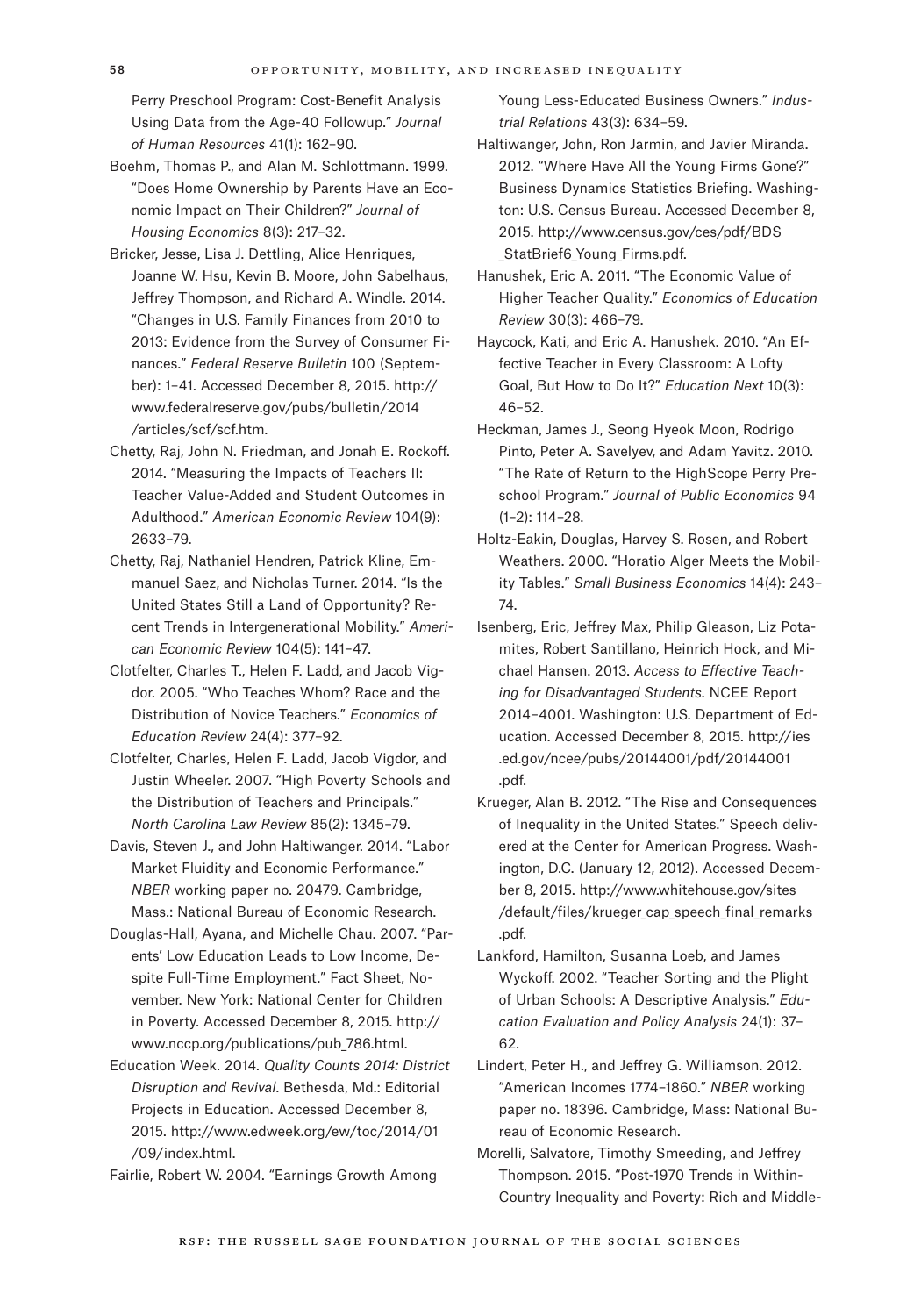Perry Preschool Program: Cost-Benefit Analysis Using Data from the Age-40 Followup." *Journal of Human Resources* 41(1): 162–90.

Boehm, Thomas P., and Alan M. Schlottmann. 1999. "Does Home Ownership by Parents Have an Economic Impact on Their Children?" *Journal of Housing Economics* 8(3): 217–32.

Bricker, Jesse, Lisa J. Dettling, Alice Henriques, Joanne W. Hsu, Kevin B. Moore, John Sabelhaus, Jeffrey Thompson, and Richard A. Windle. 2014. "Changes in U.S. Family Finances from 2010 to 2013: Evidence from the Survey of Consumer Finances." *Federal Reserve Bulletin* 100 (September): 1–41. Accessed December 8, 2015. http://www.federalreserve.gov/pubs/bulletin/2014/articles/scf/scf.htm.

Chetty, Raj, John N. Friedman, and Jonah E. Rockoff. 2014. "Measuring the Impacts of Teachers II: Teacher Value-Added and Student Outcomes in Adulthood." *American Economic Review* 104(9): 2633–79.

Chetty, Raj, Nathaniel Hendren, Patrick Kline, Emmanuel Saez, and Nicholas Turner. 2014. "Is the United States Still a Land of Opportunity? Recent Trends in Intergenerational Mobility." *American Economic Review* 104(5): 141–47.

Clotfelter, Charles T., Helen F. Ladd, and Jacob Vigdor. 2005. "Who Teaches Whom? Race and the Distribution of Novice Teachers." *Economics of Education Review* 24(4): 377–92.

Clotfelter, Charles, Helen F. Ladd, Jacob Vigdor, and Justin Wheeler. 2007. "High Poverty Schools and the Distribution of Teachers and Principals." *North Carolina Law Review* 85(2): 1345–79.

Davis, Steven J., and John Haltiwanger. 2014. "Labor Market Fluidity and Economic Performance." *NBER* working paper no. 20479. Cambridge, Mass.: National Bureau of Economic Research.

Douglas-Hall, Ayana, and Michelle Chau. 2007. "Parents' Low Education Leads to Low Income, Despite Full-Time Employment." Fact Sheet, November. New York: National Center for Children in Poverty. Accessed December 8, 2015. http://www.nccp.org/publications/pub_786.html.

Education Week. 2014. *Quality Counts 2014: District Disruption and Revival.* Bethesda, Md.: Editorial Projects in Education. Accessed December 8, 2015. http://www.edweek.org/ew/toc/2014/01/09/index.html.

Fairlie, Robert W. 2004. "Earnings Growth Among Young Less-Educated Business Owners." *Industrial Relations* 43(3): 634–59.

Haltiwanger, John, Ron Jarmin, and Javier Miranda. 2012. "Where Have All the Young Firms Gone?" Business Dynamics Statistics Briefing. Washington: U.S. Census Bureau. Accessed December 8, 2015. http://www.census.gov/ces/pdf/BDS_StatBrief6_Young_Firms.pdf.

Hanushek, Eric A. 2011. "The Economic Value of Higher Teacher Quality." *Economics of Education Review* 30(3): 466–79.

Haycock, Kati, and Eric A. Hanushek. 2010. "An Effective Teacher in Every Classroom: A Lofty Goal, But How to Do It?" *Education Next* 10(3): 46–52.

Heckman, James J., Seong Hyeok Moon, Rodrigo Pinto, Peter A. Savelyev, and Adam Yavitz. 2010. "The Rate of Return to the HighScope Perry Preschool Program." *Journal of Public Economics* 94 (1–2): 114–28.

Holtz-Eakin, Douglas, Harvey S. Rosen, and Robert Weathers. 2000. "Horatio Alger Meets the Mobility Tables." *Small Business Economics* 14(4): 243–74.

Isenberg, Eric, Jeffrey Max, Philip Gleason, Liz Potamites, Robert Santillano, Heinrich Hock, and Michael Hansen. 2013. *Access to Effective Teaching for Disadvantaged Students.* NCEE Report 2014–4001. Washington: U.S. Department of Education. Accessed December 8, 2015. http://ies.ed.gov/ncee/pubs/20144001/pdf/20144001.pdf.

Krueger, Alan B. 2012. "The Rise and Consequences of Inequality in the United States." Speech delivered at the Center for American Progress. Washington, D.C. (January 12, 2012). Accessed December 8, 2015. http://www.whitehouse.gov/sites/default/files/krueger_cap_speech_final_remarks.pdf.

Lankford, Hamilton, Susanna Loeb, and James Wyckoff. 2002. "Teacher Sorting and the Plight of Urban Schools: A Descriptive Analysis." *Education Evaluation and Policy Analysis* 24(1): 37–62.

Lindert, Peter H., and Jeffrey G. Williamson. 2012. "American Incomes 1774–1860." *NBER* working paper no. 18396. Cambridge, Mass: National Bureau of Economic Research.

Morelli, Salvatore, Timothy Smeeding, and Jeffrey Thompson. 2015. "Post-1970 Trends in Within-Country Inequality and Poverty: Rich and Middle-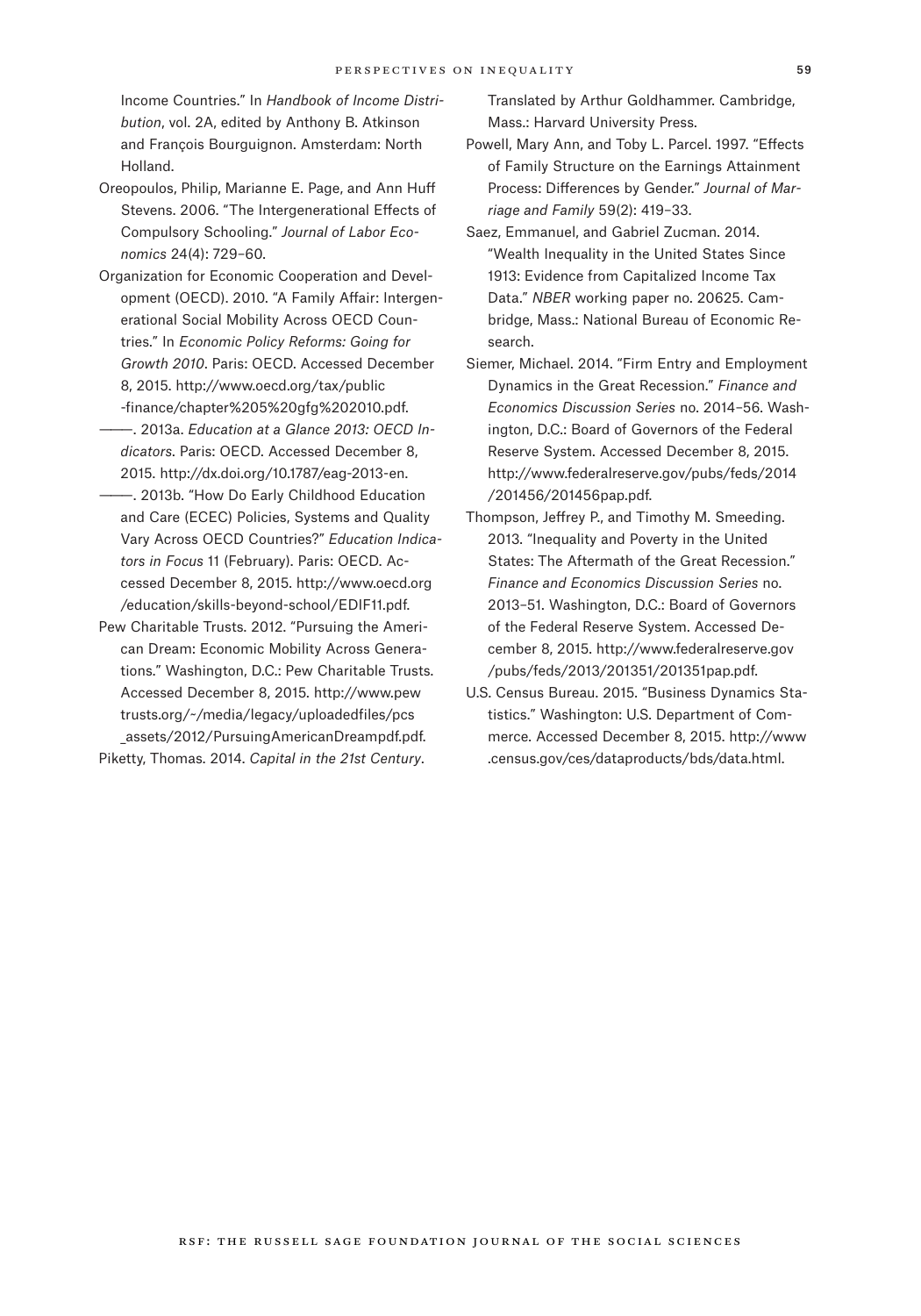Income Countries." In *Handbook of Income Distribution*, vol. 2A, edited by Anthony B. Atkinson and François Bourguignon. Amsterdam: North Holland.

Oreopoulos, Philip, Marianne E. Page, and Ann Huff Stevens. 2006. "The Intergenerational Effects of Compulsory Schooling." *Journal of Labor Economics* 24(4): 729–60.

Organization for Economic Cooperation and Development (OECD). 2010. "A Family Affair: Intergenerational Social Mobility Across OECD Countries." In *Economic Policy Reforms: Going for Growth 2010*. Paris: OECD. Accessed December 8, 2015. http://www.oecd.org/tax/public-finance/chapter%205%20gfg%202010.pdf.

———. 2013a. *Education at a Glance 2013: OECD Indicators*. Paris: OECD. Accessed December 8, 2015. http://dx.doi.org/10.1787/eag-2013-en.

———. 2013b. "How Do Early Childhood Education and Care (ECEC) Policies, Systems and Quality Vary Across OECD Countries?" *Education Indicators in Focus* 11 (February). Paris: OECD. Accessed December 8, 2015. http://www.oecd.org/education/skills-beyond-school/EDIF11.pdf.

Pew Charitable Trusts. 2012. "Pursuing the American Dream: Economic Mobility Across Generations." Washington, D.C.: Pew Charitable Trusts. Accessed December 8, 2015. http://www.pewtrusts.org/~/media/legacy/uploadedfiles/pcs_assets/2012/PursuingAmericanDreampdf.pdf.

Piketty, Thomas. 2014. *Capital in the 21st Century*. Translated by Arthur Goldhammer. Cambridge, Mass.: Harvard University Press.

Powell, Mary Ann, and Toby L. Parcel. 1997. "Effects of Family Structure on the Earnings Attainment Process: Differences by Gender." *Journal of Marriage and Family* 59(2): 419–33.

Saez, Emmanuel, and Gabriel Zucman. 2014. "Wealth Inequality in the United States Since 1913: Evidence from Capitalized Income Tax Data." *NBER* working paper no. 20625. Cambridge, Mass.: National Bureau of Economic Research.

Siemer, Michael. 2014. "Firm Entry and Employment Dynamics in the Great Recession." *Finance and Economics Discussion Series* no. 2014–56. Washington, D.C.: Board of Governors of the Federal Reserve System. Accessed December 8, 2015. http://www.federalreserve.gov/pubs/feds/2014/201456/201456pap.pdf.

Thompson, Jeffrey P., and Timothy M. Smeeding. 2013. "Inequality and Poverty in the United States: The Aftermath of the Great Recession." *Finance and Economics Discussion Series* no. 2013–51. Washington, D.C.: Board of Governors of the Federal Reserve System. Accessed December 8, 2015. http://www.federalreserve.gov/pubs/feds/2013/201351/201351pap.pdf.

U.S. Census Bureau. 2015. "Business Dynamics Statistics." Washington: U.S. Department of Commerce. Accessed December 8, 2015. http://www.census.gov/ces/dataproducts/bds/data.html.